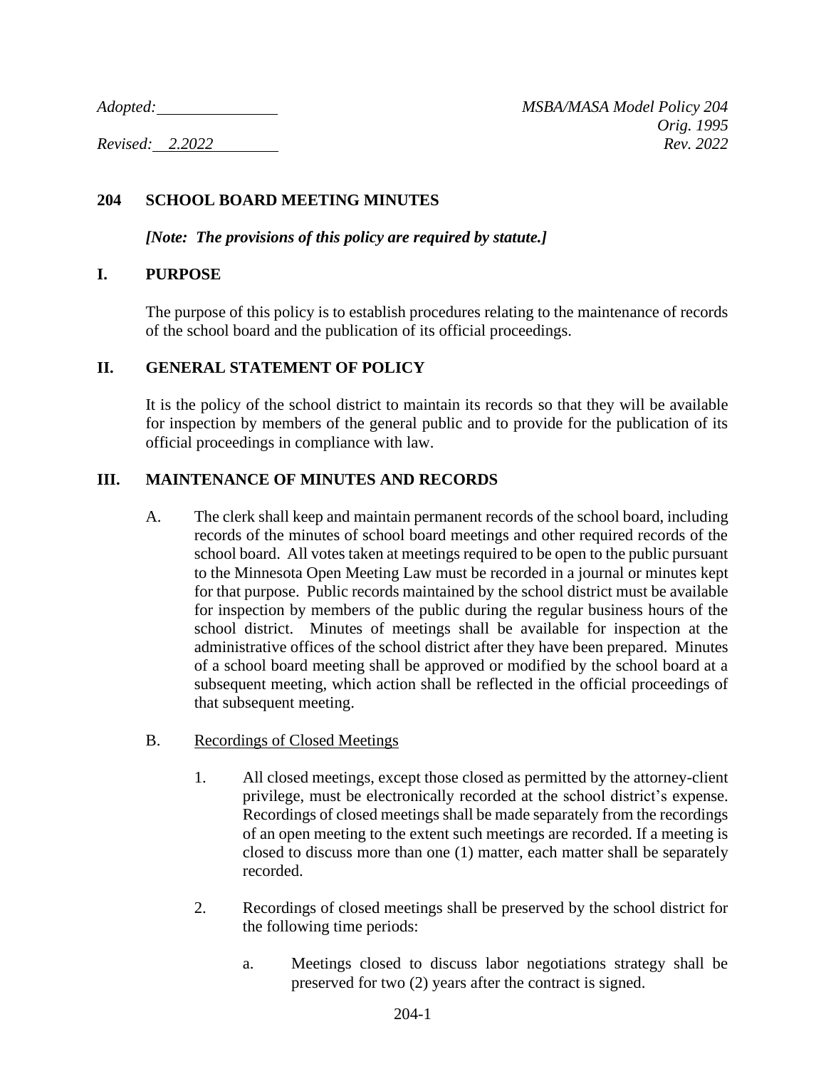*Adopted:* \_\_\_\_\_\_\_\_\_\_\_\_\_\_ *MSBA/MASA Model Policy 204*

*Orig. 1995*

*Revised: 2.2022* *Rev. 2022*

# 204 SCHOOL BOARD MEETING MINUTES

***[Note: The provisions of this policy are required by statute.]***

## I. PURPOSE

The purpose of this policy is to establish procedures relating to the maintenance of records of the school board and the publication of its official proceedings.

## II. GENERAL STATEMENT OF POLICY

It is the policy of the school district to maintain its records so that they will be available for inspection by members of the general public and to provide for the publication of its official proceedings in compliance with law.

## III. MAINTENANCE OF MINUTES AND RECORDS

A. The clerk shall keep and maintain permanent records of the school board, including records of the minutes of school board meetings and other required records of the school board. All votes taken at meetings required to be open to the public pursuant to the Minnesota Open Meeting Law must be recorded in a journal or minutes kept for that purpose. Public records maintained by the school district must be available for inspection by members of the public during the regular business hours of the school district. Minutes of meetings shall be available for inspection at the administrative offices of the school district after they have been prepared. Minutes of a school board meeting shall be approved or modified by the school board at a subsequent meeting, which action shall be reflected in the official proceedings of that subsequent meeting.

B. <u>Recordings of Closed Meetings</u>

1. All closed meetings, except those closed as permitted by the attorney-client privilege, must be electronically recorded at the school district's expense. Recordings of closed meetings shall be made separately from the recordings of an open meeting to the extent such meetings are recorded. If a meeting is closed to discuss more than one (1) matter, each matter shall be separately recorded.

2. Recordings of closed meetings shall be preserved by the school district for the following time periods:

   a. Meetings closed to discuss labor negotiations strategy shall be preserved for two (2) years after the contract is signed.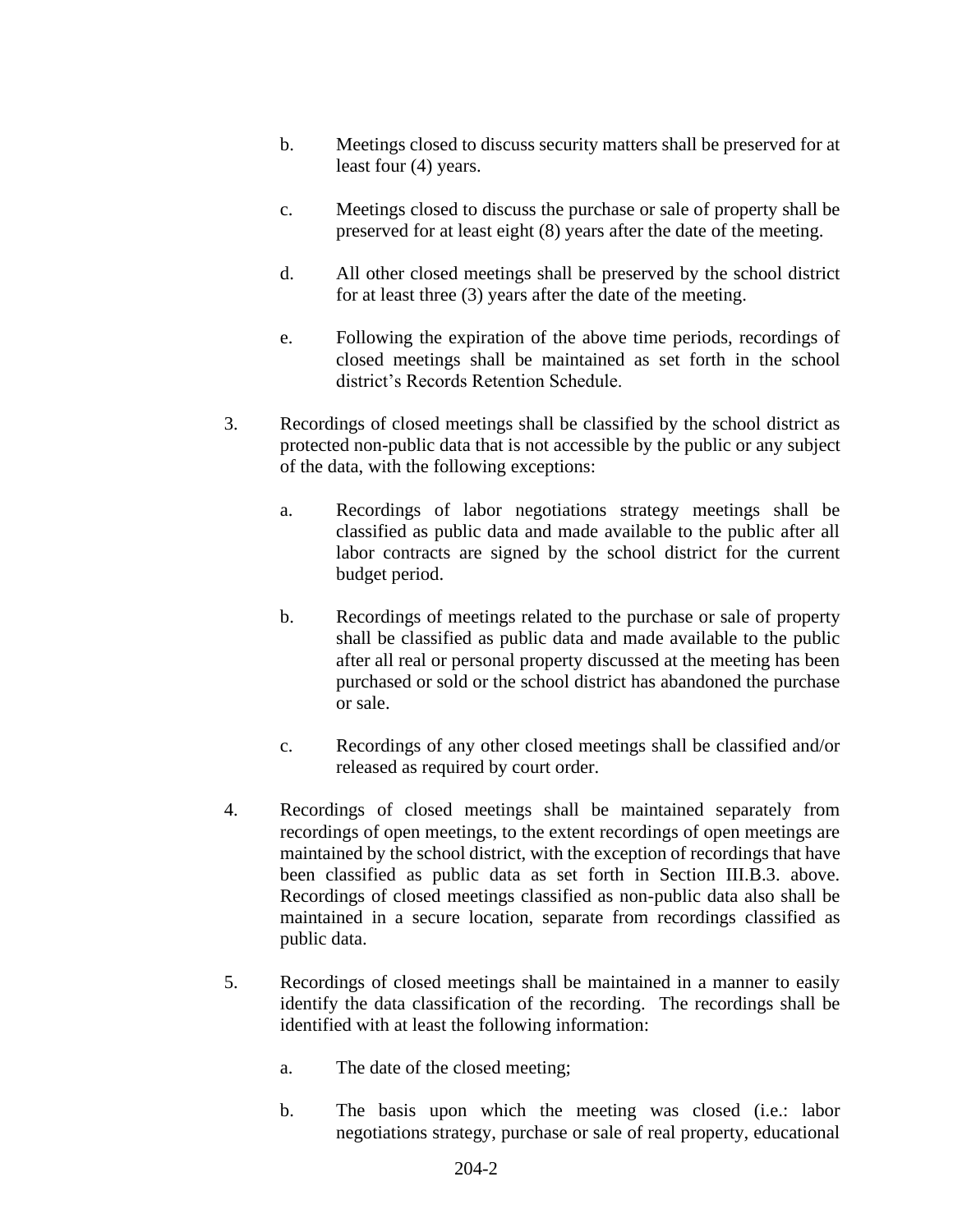b. Meetings closed to discuss security matters shall be preserved for at least four (4) years.

c. Meetings closed to discuss the purchase or sale of property shall be preserved for at least eight (8) years after the date of the meeting.

d. All other closed meetings shall be preserved by the school district for at least three (3) years after the date of the meeting.

e. Following the expiration of the above time periods, recordings of closed meetings shall be maintained as set forth in the school district's Records Retention Schedule.

3. Recordings of closed meetings shall be classified by the school district as protected non-public data that is not accessible by the public or any subject of the data, with the following exceptions:

   a. Recordings of labor negotiations strategy meetings shall be classified as public data and made available to the public after all labor contracts are signed by the school district for the current budget period.

   b. Recordings of meetings related to the purchase or sale of property shall be classified as public data and made available to the public after all real or personal property discussed at the meeting has been purchased or sold or the school district has abandoned the purchase or sale.

   c. Recordings of any other closed meetings shall be classified and/or released as required by court order.

4. Recordings of closed meetings shall be maintained separately from recordings of open meetings, to the extent recordings of open meetings are maintained by the school district, with the exception of recordings that have been classified as public data as set forth in Section III.B.3. above. Recordings of closed meetings classified as non-public data also shall be maintained in a secure location, separate from recordings classified as public data.

5. Recordings of closed meetings shall be maintained in a manner to easily identify the data classification of the recording. The recordings shall be identified with at least the following information:

   a. The date of the closed meeting;

   b. The basis upon which the meeting was closed (i.e.: labor negotiations strategy, purchase or sale of real property, educational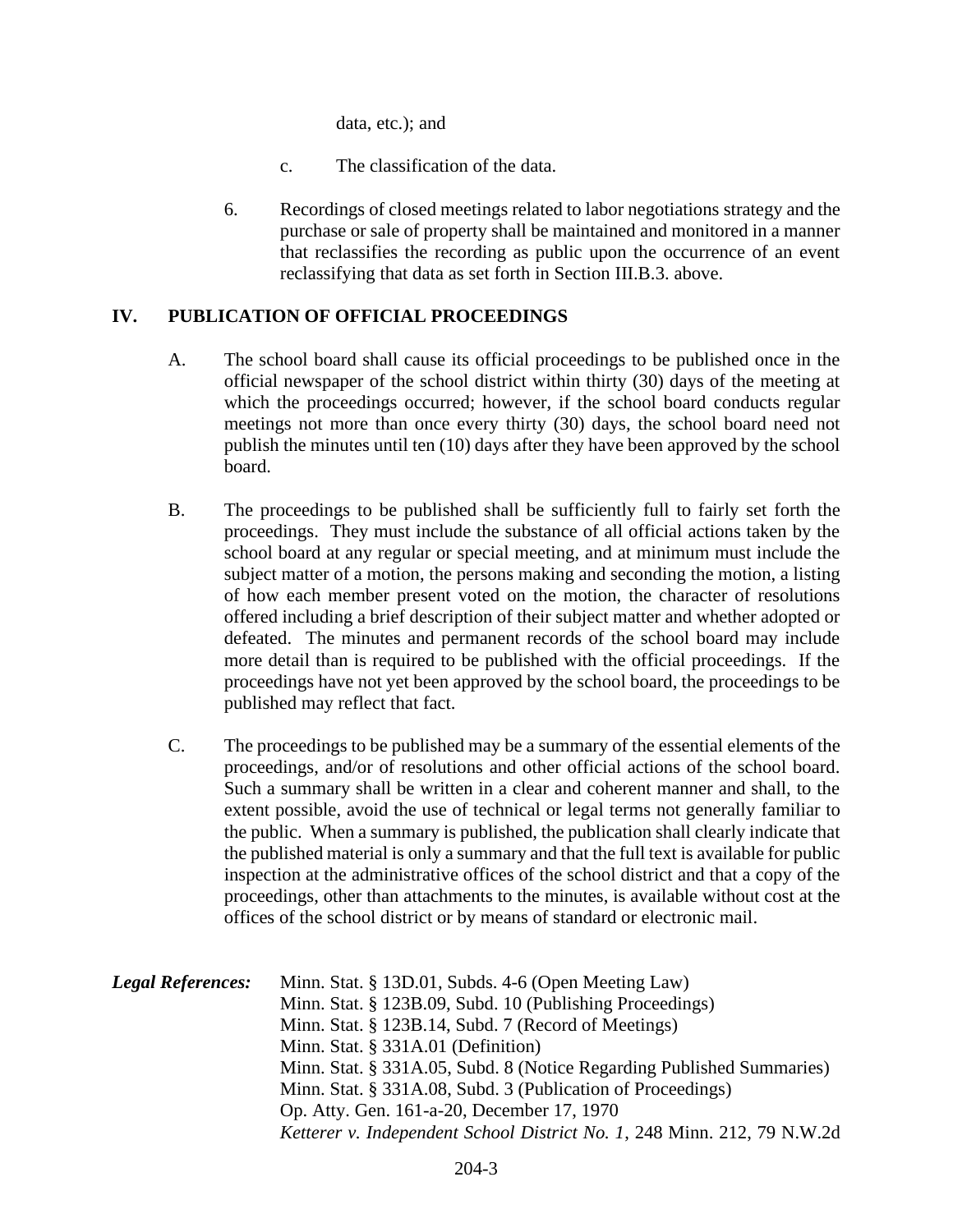data, etc.); and

c. The classification of the data.

6. Recordings of closed meetings related to labor negotiations strategy and the purchase or sale of property shall be maintained and monitored in a manner that reclassifies the recording as public upon the occurrence of an event reclassifying that data as set forth in Section III.B.3. above.

## IV. PUBLICATION OF OFFICIAL PROCEEDINGS

A. The school board shall cause its official proceedings to be published once in the official newspaper of the school district within thirty (30) days of the meeting at which the proceedings occurred; however, if the school board conducts regular meetings not more than once every thirty (30) days, the school board need not publish the minutes until ten (10) days after they have been approved by the school board.

B. The proceedings to be published shall be sufficiently full to fairly set forth the proceedings. They must include the substance of all official actions taken by the school board at any regular or special meeting, and at minimum must include the subject matter of a motion, the persons making and seconding the motion, a listing of how each member present voted on the motion, the character of resolutions offered including a brief description of their subject matter and whether adopted or defeated. The minutes and permanent records of the school board may include more detail than is required to be published with the official proceedings. If the proceedings have not yet been approved by the school board, the proceedings to be published may reflect that fact.

C. The proceedings to be published may be a summary of the essential elements of the proceedings, and/or of resolutions and other official actions of the school board. Such a summary shall be written in a clear and coherent manner and shall, to the extent possible, avoid the use of technical or legal terms not generally familiar to the public. When a summary is published, the publication shall clearly indicate that the published material is only a summary and that the full text is available for public inspection at the administrative offices of the school district and that a copy of the proceedings, other than attachments to the minutes, is available without cost at the offices of the school district or by means of standard or electronic mail.

***Legal References:***
Minn. Stat. § 13D.01, Subds. 4-6 (Open Meeting Law)
Minn. Stat. § 123B.09, Subd. 10 (Publishing Proceedings)
Minn. Stat. § 123B.14, Subd. 7 (Record of Meetings)
Minn. Stat. § 331A.01 (Definition)
Minn. Stat. § 331A.05, Subd. 8 (Notice Regarding Published Summaries)
Minn. Stat. § 331A.08, Subd. 3 (Publication of Proceedings)
Op. Atty. Gen. 161-a-20, December 17, 1970
*Ketterer v. Independent School District No. 1*, 248 Minn. 212, 79 N.W.2d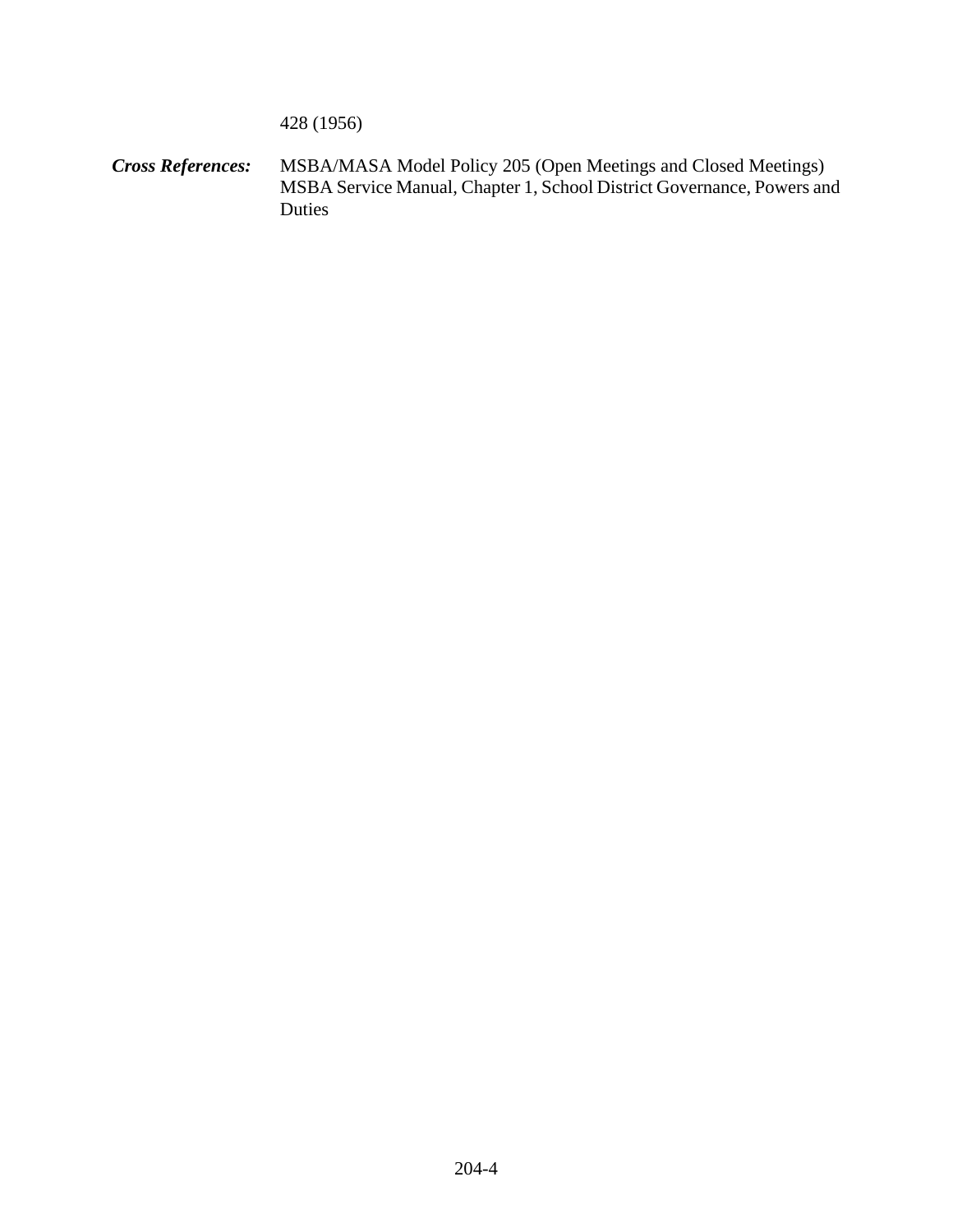428 (1956)

***Cross References:*** MSBA/MASA Model Policy 205 (Open Meetings and Closed Meetings)
MSBA Service Manual, Chapter 1, School District Governance, Powers and Duties